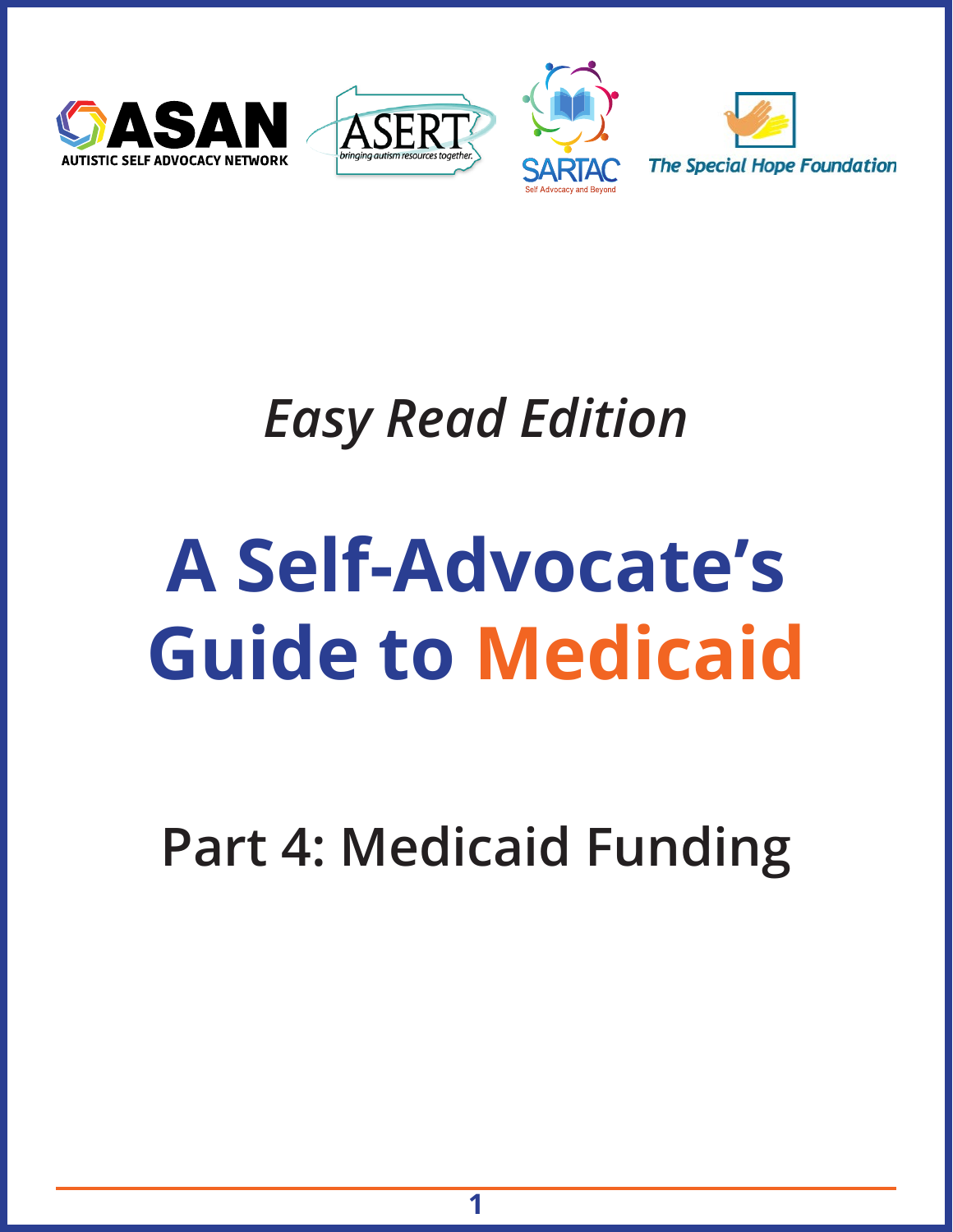ASAN
AUTISTIC SELF ADVOCACY NETWORK

ASERT
bringing autism resources together.

SARTAC
Self Advocacy and Beyond

The Special Hope Foundation

*Easy Read Edition*

# A Self-Advocate's Guide to Medicaid

## Part 4: Medicaid Funding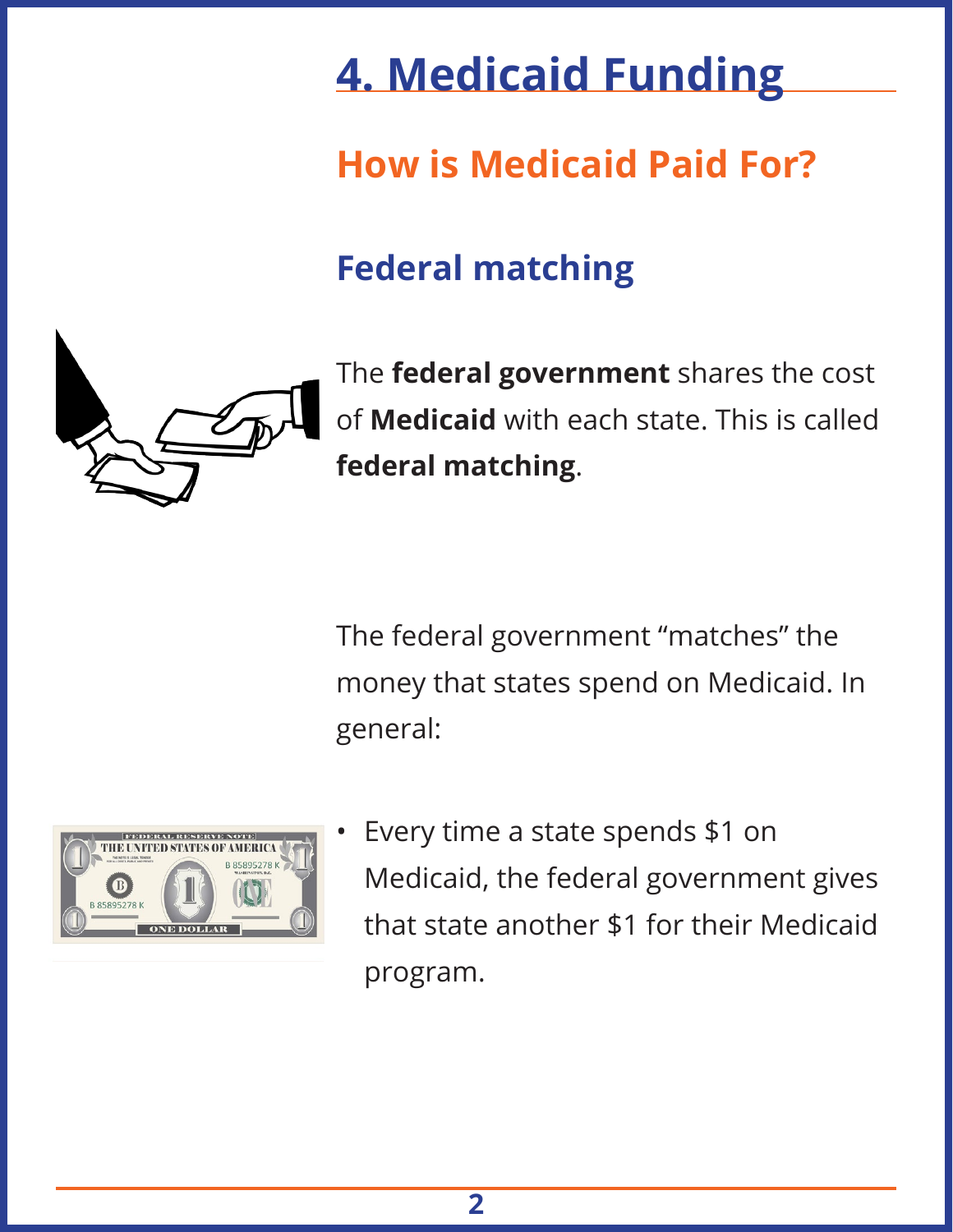# 4. Medicaid Funding

## How is Medicaid Paid For?

### Federal matching

The **federal government** shares the cost of **Medicaid** with each state. This is called **federal matching**.

The federal government "matches" the money that states spend on Medicaid. In general:

- Every time a state spends $1 on Medicaid, the federal government gives that state another $1 for their Medicaid program.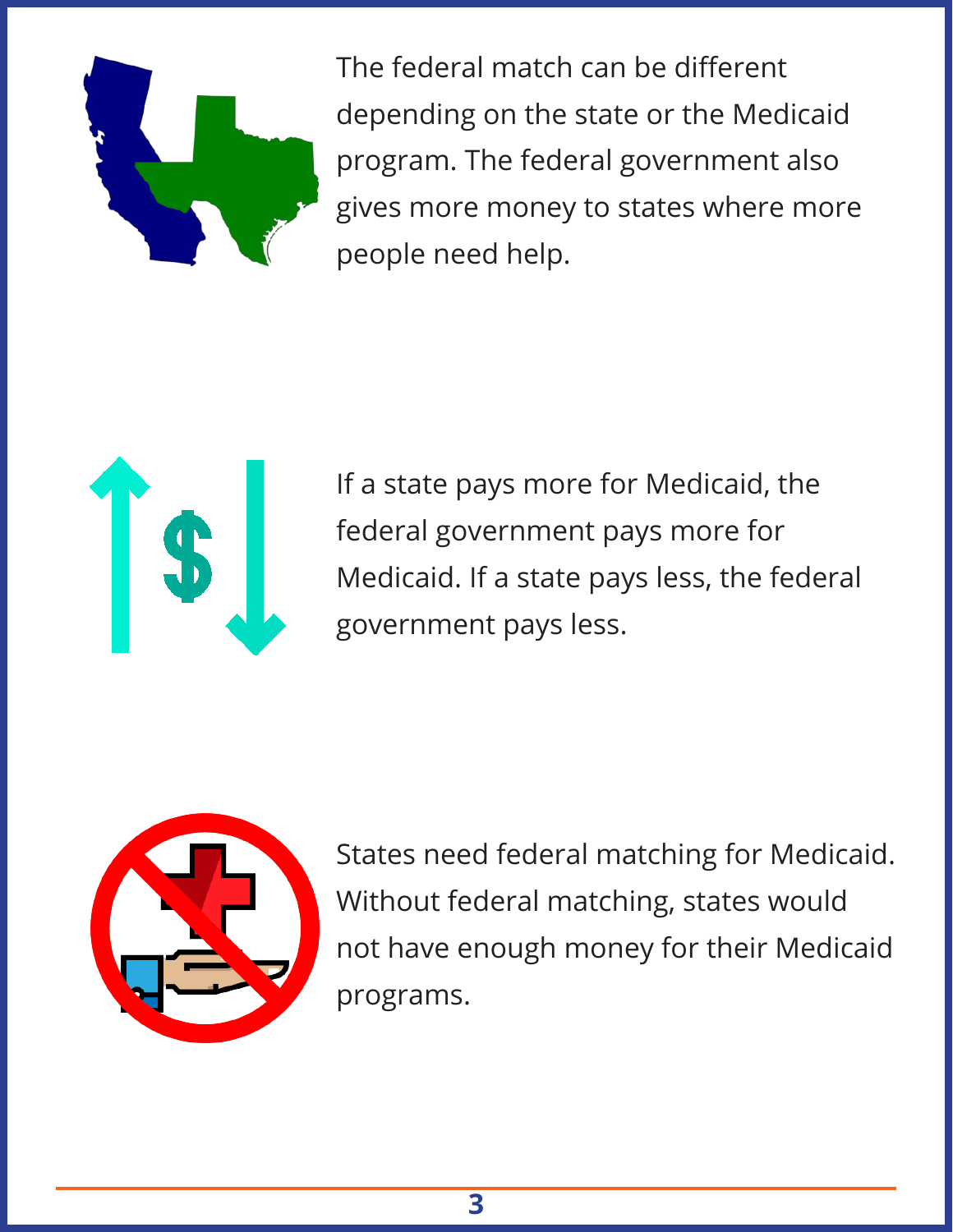The federal match can be different depending on the state or the Medicaid program. The federal government also gives more money to states where more people need help.

If a state pays more for Medicaid, the federal government pays more for Medicaid. If a state pays less, the federal government pays less.

States need federal matching for Medicaid. Without federal matching, states would not have enough money for their Medicaid programs.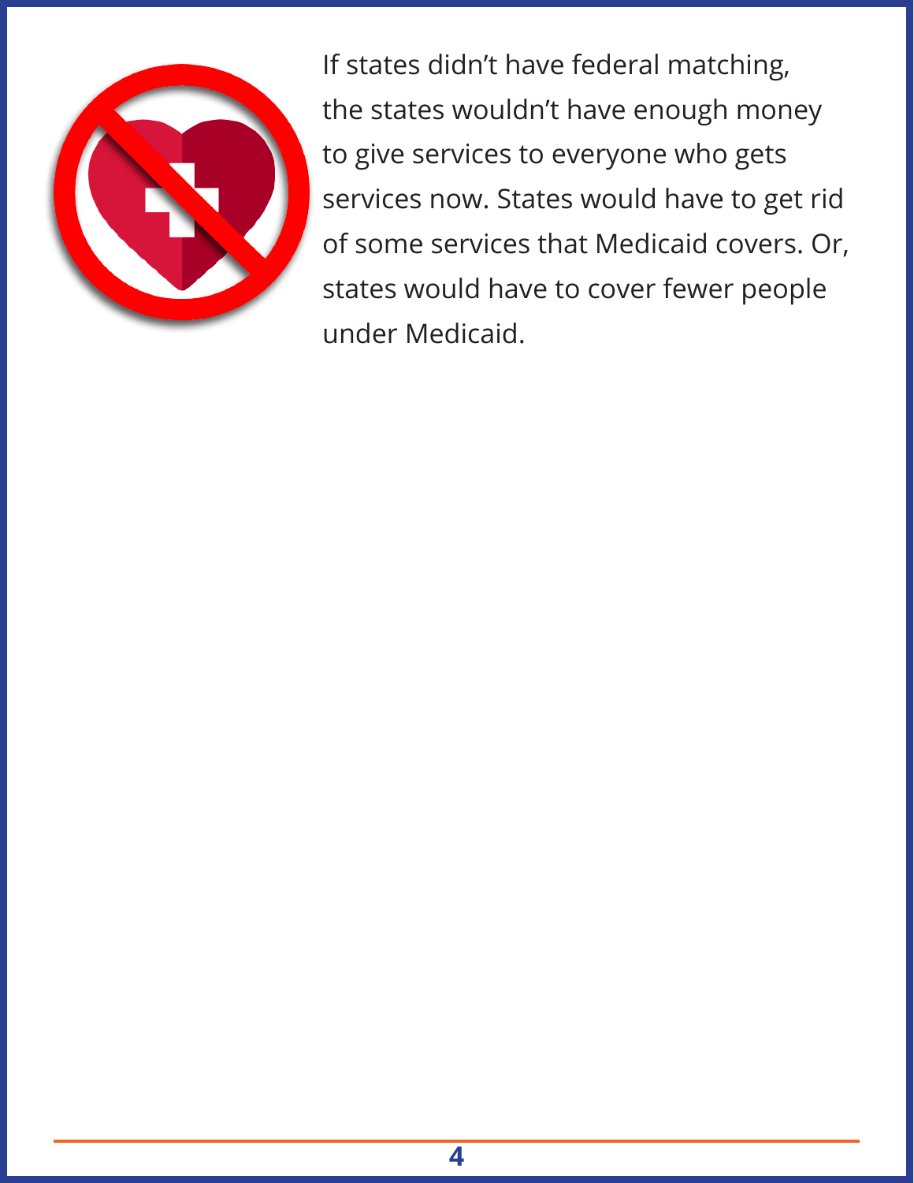If states didn't have federal matching, the states wouldn't have enough money to give services to everyone who gets services now. States would have to get rid of some services that Medicaid covers. Or, states would have to cover fewer people under Medicaid.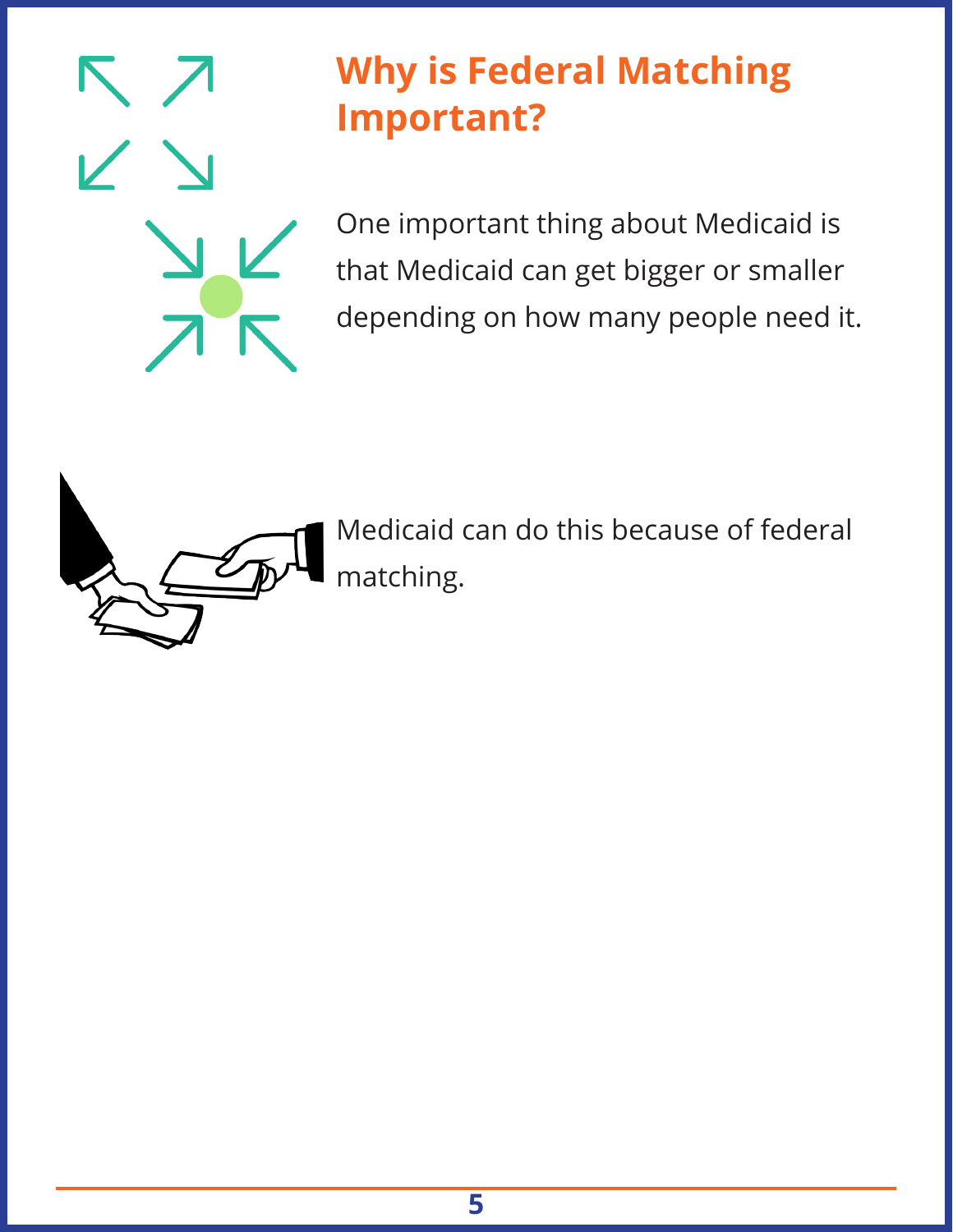## Why is Federal Matching Important?

One important thing about Medicaid is that Medicaid can get bigger or smaller depending on how many people need it.

Medicaid can do this because of federal matching.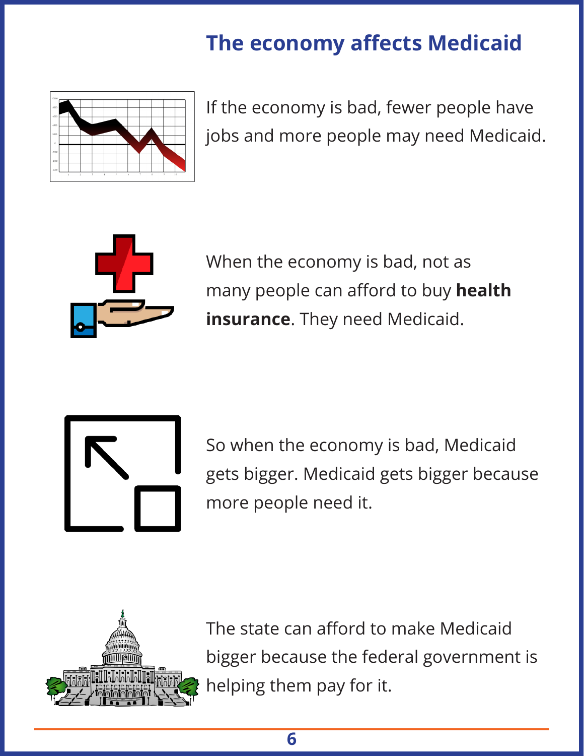# The economy affects Medicaid

If the economy is bad, fewer people have jobs and more people may need Medicaid.

When the economy is bad, not as many people can afford to buy **health insurance**. They need Medicaid.

So when the economy is bad, Medicaid gets bigger. Medicaid gets bigger because more people need it.

The state can afford to make Medicaid bigger because the federal government is helping them pay for it.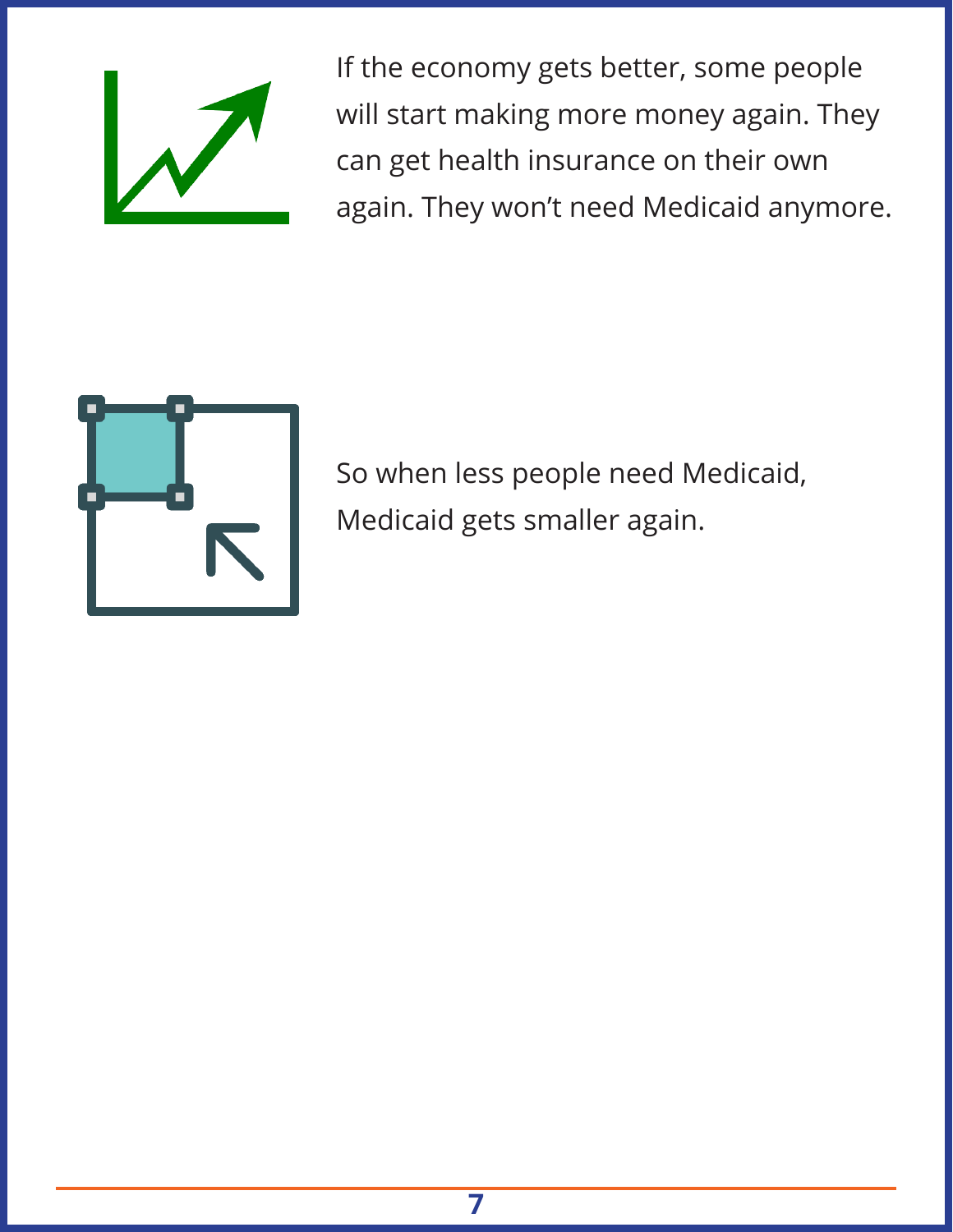If the economy gets better, some people will start making more money again. They can get health insurance on their own again. They won't need Medicaid anymore.

So when less people need Medicaid, Medicaid gets smaller again.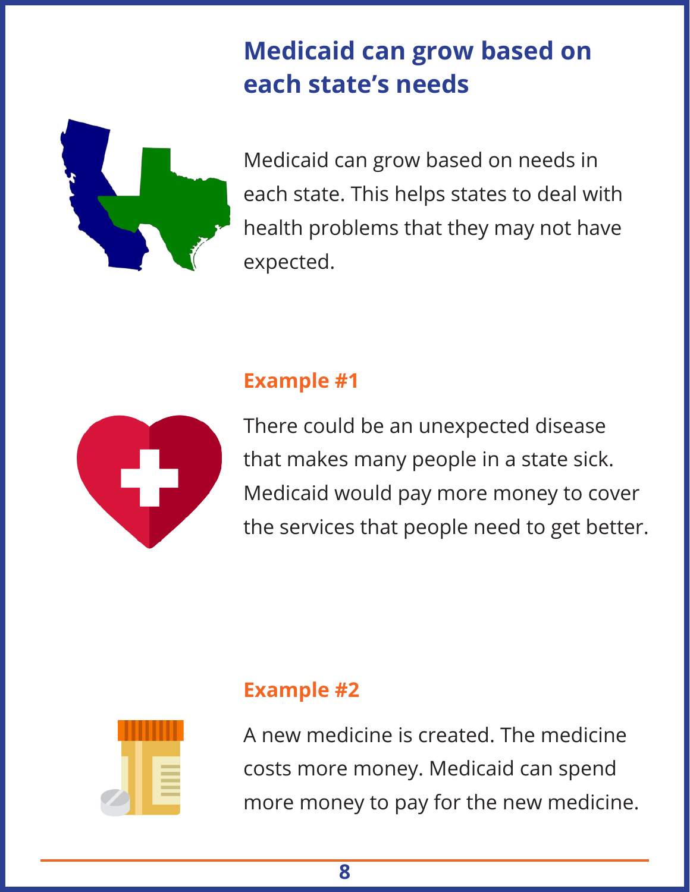## Medicaid can grow based on each state's needs

Medicaid can grow based on needs in each state. This helps states to deal with health problems that they may not have expected.

### Example #1

There could be an unexpected disease that makes many people in a state sick. Medicaid would pay more money to cover the services that people need to get better.

### Example #2

A new medicine is created. The medicine costs more money. Medicaid can spend more money to pay for the new medicine.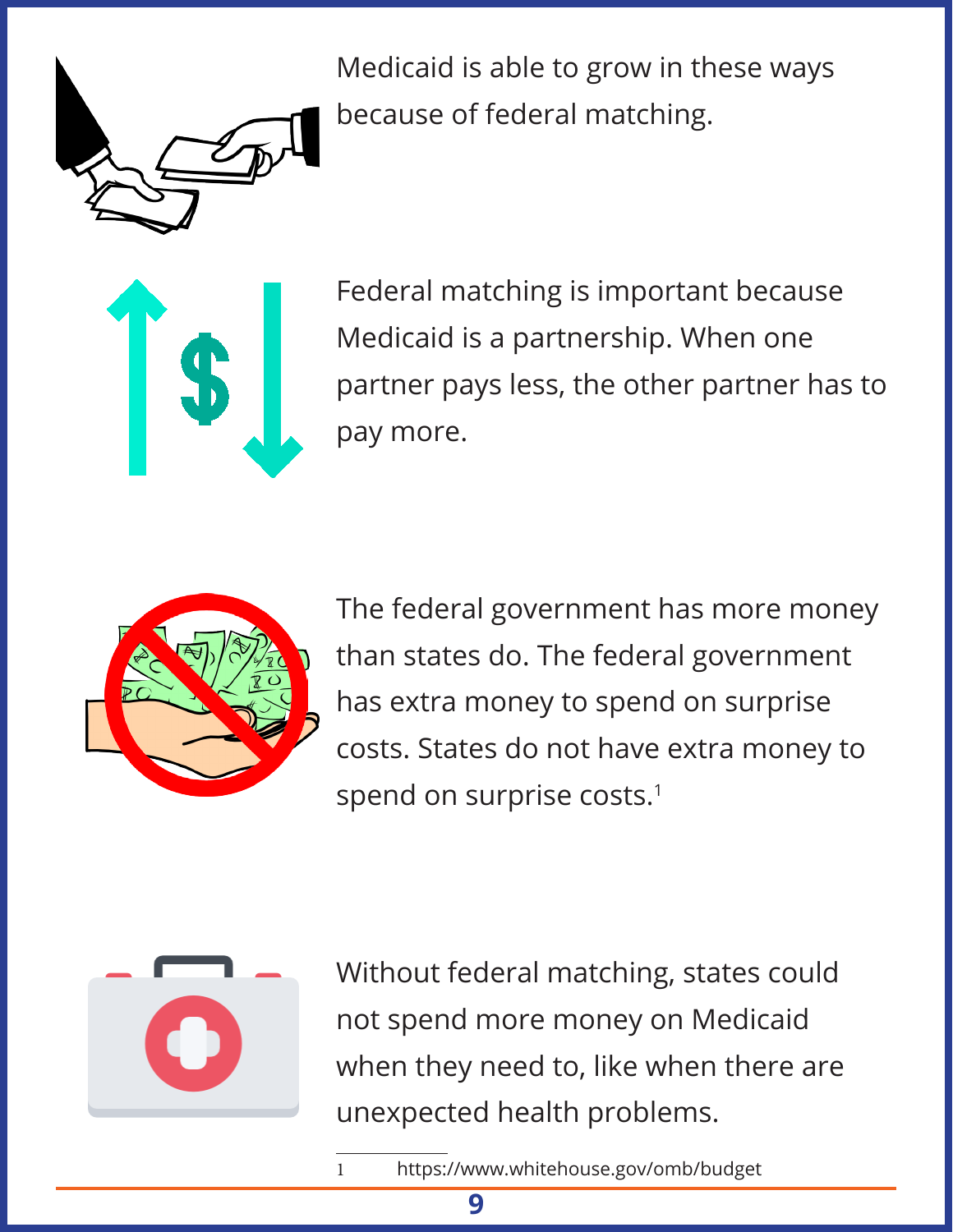Medicaid is able to grow in these ways because of federal matching.

Federal matching is important because Medicaid is a partnership. When one partner pays less, the other partner has to pay more.

The federal government has more money than states do. The federal government has extra money to spend on surprise costs. States do not have extra money to spend on surprise costs.[1]

Without federal matching, states could not spend more money on Medicaid when they need to, like when there are unexpected health problems.

1 https://www.whitehouse.gov/omb/budget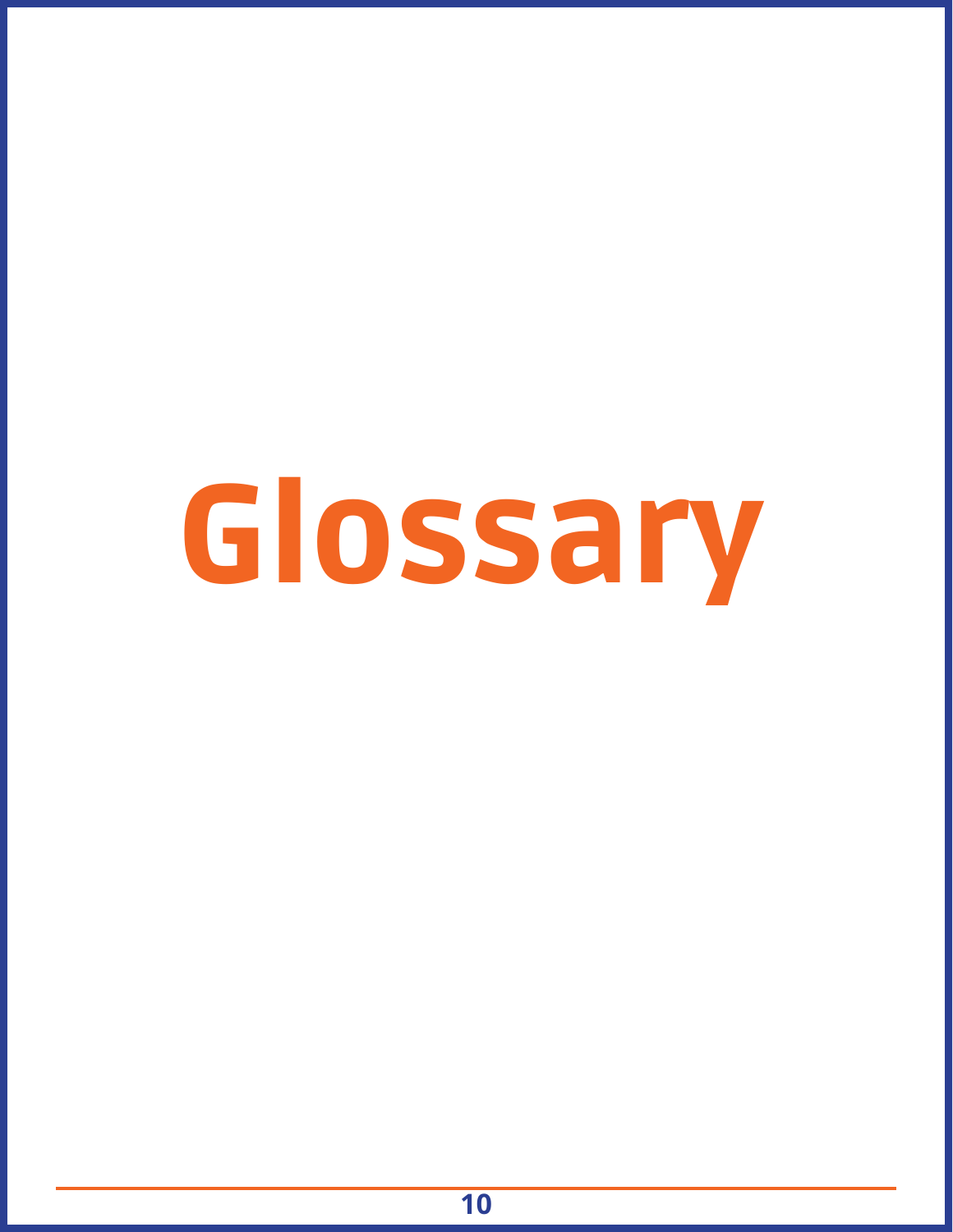# Glossary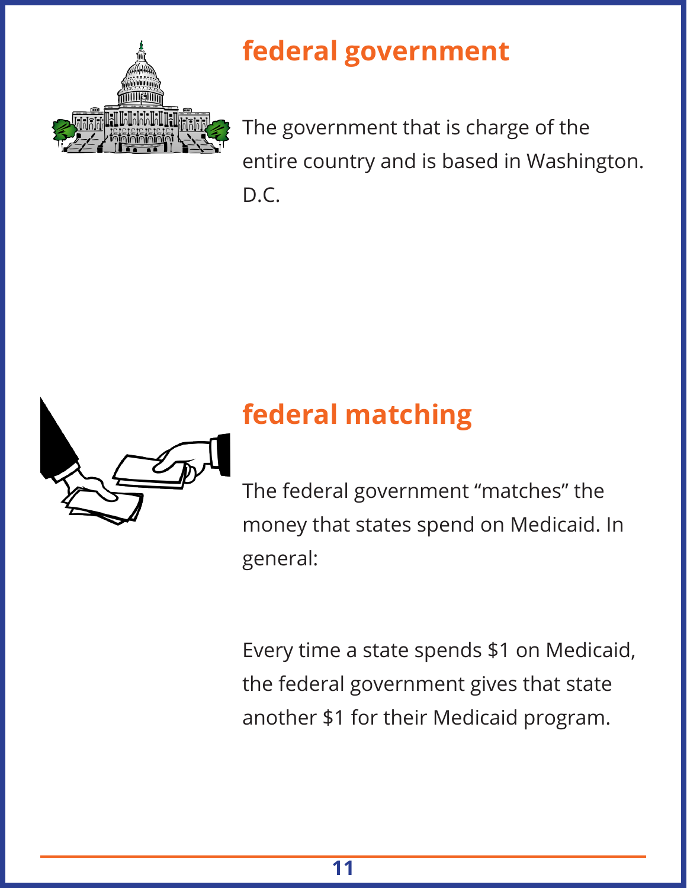## federal government

The government that is charge of the entire country and is based in Washington. D.C.

## federal matching

The federal government “matches” the money that states spend on Medicaid. In general:

Every time a state spends $1 on Medicaid, the federal government gives that state another $1 for their Medicaid program.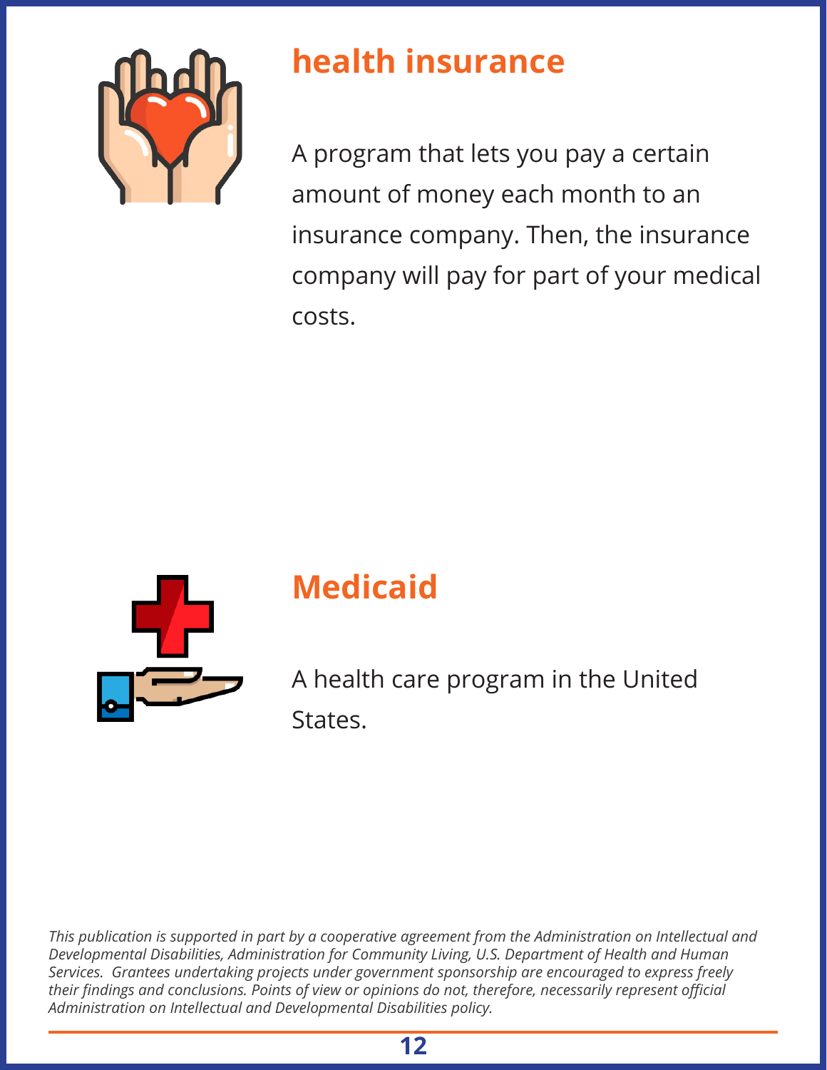## health insurance

A program that lets you pay a certain amount of money each month to an insurance company. Then, the insurance company will pay for part of your medical costs.

## Medicaid

A health care program in the United States.

*This publication is supported in part by a cooperative agreement from the Administration on Intellectual and Developmental Disabilities, Administration for Community Living, U.S. Department of Health and Human Services. Grantees undertaking projects under government sponsorship are encouraged to express freely their findings and conclusions. Points of view or opinions do not, therefore, necessarily represent official Administration on Intellectual and Developmental Disabilities policy.*